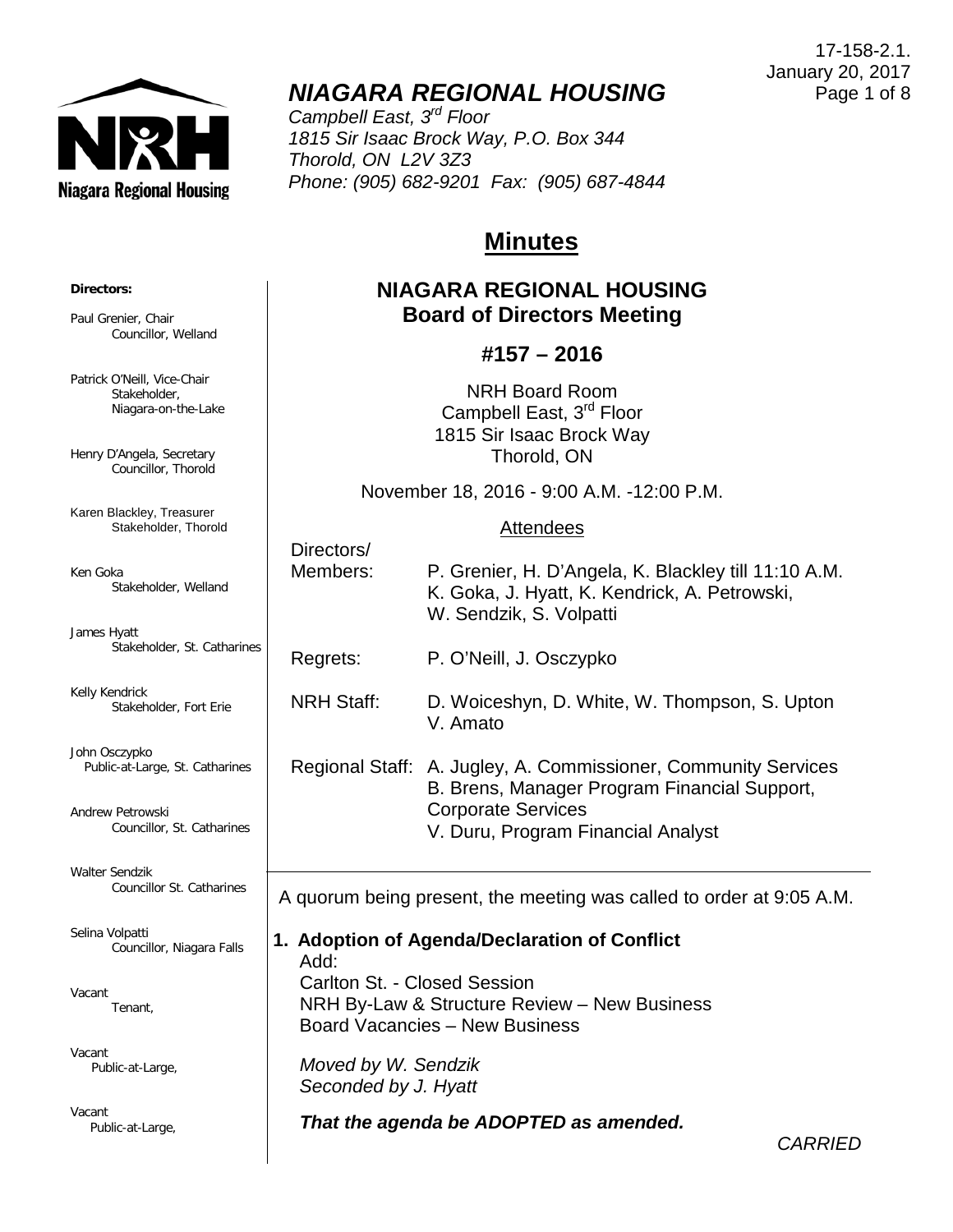17-158-2.1.
January 20, 2017

# NIAGARA REGIONAL HOUSING

*Campbell East, 3rd Floor*
*1815 Sir Isaac Brock Way, P.O. Box 344*
*Thorold, ON L2V 3Z3*
*Phone: (905) 682-9201 Fax: (905) 687-4844*

**Directors:**

Paul Grenier, Chair
Councillor, Welland

Patrick O'Neill, Vice-Chair
Stakeholder, Niagara-on-the-Lake

Henry D'Angela, Secretary
Councillor, Thorold

Karen Blackley, Treasurer
Stakeholder, Thorold

Ken Goka
Stakeholder, Welland

James Hyatt
Stakeholder, St. Catharines

Kelly Kendrick
Stakeholder, Fort Erie

John Osczypko
Public-at-Large, St. Catharines

Andrew Petrowski
Councillor, St. Catharines

Walter Sendzik
Councillor St. Catharines

Selina Volpatti
Councillor, Niagara Falls

Vacant
Tenant,

Vacant
Public-at-Large,

Vacant
Public-at-Large,

## Minutes

## NIAGARA REGIONAL HOUSING
## Board of Directors Meeting

## #157 – 2016

NRH Board Room
Campbell East, 3rd Floor
1815 Sir Isaac Brock Way
Thorold, ON

November 18, 2016 - 9:00 A.M. -12:00 P.M.

Attendees

Directors/Members: P. Grenier, H. D'Angela, K. Blackley till 11:10 A.M. K. Goka, J. Hyatt, K. Kendrick, A. Petrowski, W. Sendzik, S. Volpatti

Regrets: P. O'Neill, J. Osczypko

NRH Staff: D. Woiceshyn, D. White, W. Thompson, S. Upton V. Amato

Regional Staff: A. Jugley, A. Commissioner, Community Services
B. Brens, Manager Program Financial Support, Corporate Services
V. Duru, Program Financial Analyst

A quorum being present, the meeting was called to order at 9:05 A.M.

**1. Adoption of Agenda/Declaration of Conflict**

Add:
Carlton St. - Closed Session
NRH By-Law & Structure Review – New Business
Board Vacancies – New Business

*Moved by W. Sendzik*
*Seconded by J. Hyatt*

***That the agenda be ADOPTED as amended.***

*CARRIED*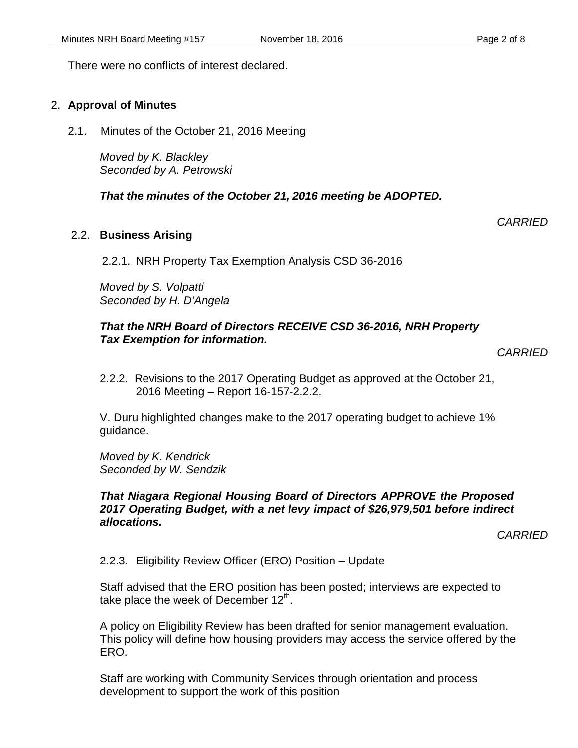There were no conflicts of interest declared.

2. **Approval of Minutes**

2.1. Minutes of the October 21, 2016 Meeting

*Moved by K. Blackley*
*Seconded by A. Petrowski*

***That the minutes of the October 21, 2016 meeting be ADOPTED.***

*CARRIED*

2.2. **Business Arising**

2.2.1. NRH Property Tax Exemption Analysis CSD 36-2016

*Moved by S. Volpatti*
*Seconded by H. D'Angela*

***That the NRH Board of Directors RECEIVE CSD 36-2016, NRH Property Tax Exemption for information.***

*CARRIED*

2.2.2. Revisions to the 2017 Operating Budget as approved at the October 21, 2016 Meeting – Report 16-157-2.2.2.

V. Duru highlighted changes make to the 2017 operating budget to achieve 1% guidance.

*Moved by K. Kendrick*
*Seconded by W. Sendzik*

***That Niagara Regional Housing Board of Directors APPROVE the Proposed 2017 Operating Budget, with a net levy impact of $26,979,501 before indirect allocations.***

*CARRIED*

2.2.3. Eligibility Review Officer (ERO) Position – Update

Staff advised that the ERO position has been posted; interviews are expected to take place the week of December 12th.

A policy on Eligibility Review has been drafted for senior management evaluation. This policy will define how housing providers may access the service offered by the ERO.

Staff are working with Community Services through orientation and process development to support the work of this position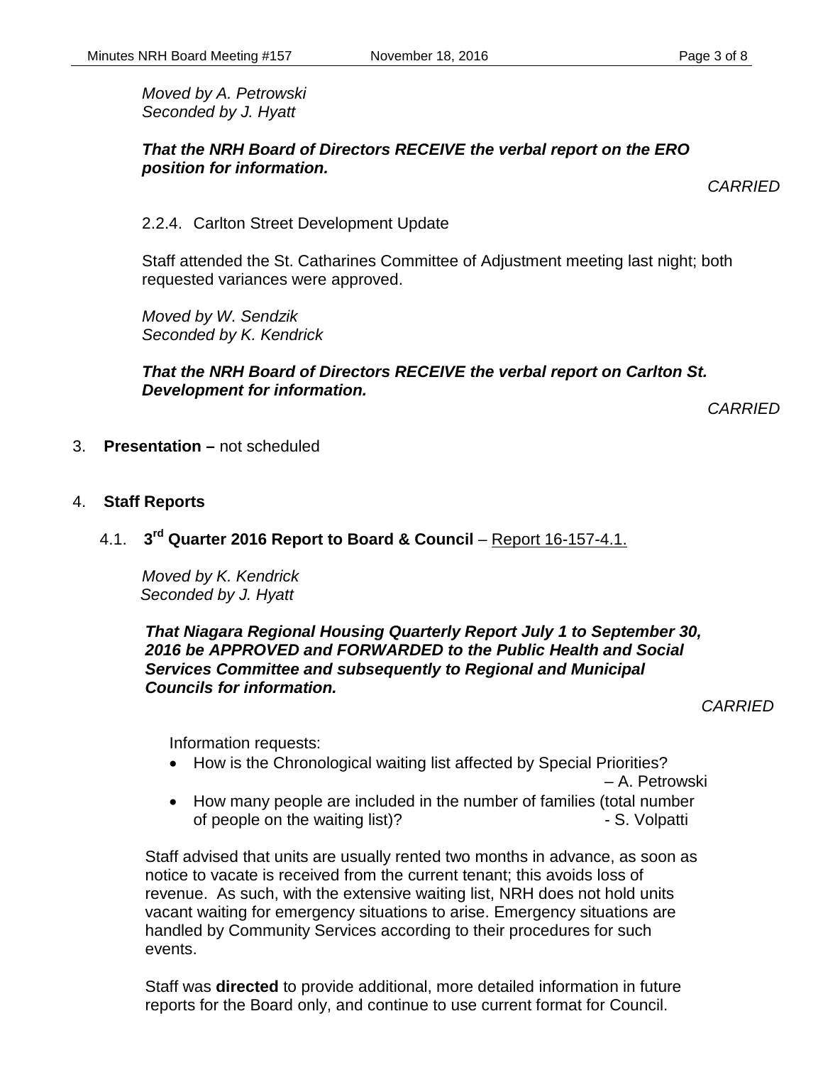*Moved by A. Petrowski*
*Seconded by J. Hyatt*

***That the NRH Board of Directors RECEIVE the verbal report on the ERO position for information.***

*CARRIED*

2.2.4. Carlton Street Development Update

Staff attended the St. Catharines Committee of Adjustment meeting last night; both requested variances were approved.

*Moved by W. Sendzik*
*Seconded by K. Kendrick*

***That the NRH Board of Directors RECEIVE the verbal report on Carlton St. Development for information.***

*CARRIED*

3. **Presentation –** not scheduled

4. **Staff Reports**

4.1. **3rd Quarter 2016 Report to Board & Council** – Report 16-157-4.1.

*Moved by K. Kendrick*
*Seconded by J. Hyatt*

***That Niagara Regional Housing Quarterly Report July 1 to September 30, 2016 be APPROVED and FORWARDED to the Public Health and Social Services Committee and subsequently to Regional and Municipal Councils for information.***

*CARRIED*

Information requests:

- How is the Chronological waiting list affected by Special Priorities? – A. Petrowski
- How many people are included in the number of families (total number of people on the waiting list)? - S. Volpatti

Staff advised that units are usually rented two months in advance, as soon as notice to vacate is received from the current tenant; this avoids loss of revenue. As such, with the extensive waiting list, NRH does not hold units vacant waiting for emergency situations to arise. Emergency situations are handled by Community Services according to their procedures for such events.

Staff was **directed** to provide additional, more detailed information in future reports for the Board only, and continue to use current format for Council.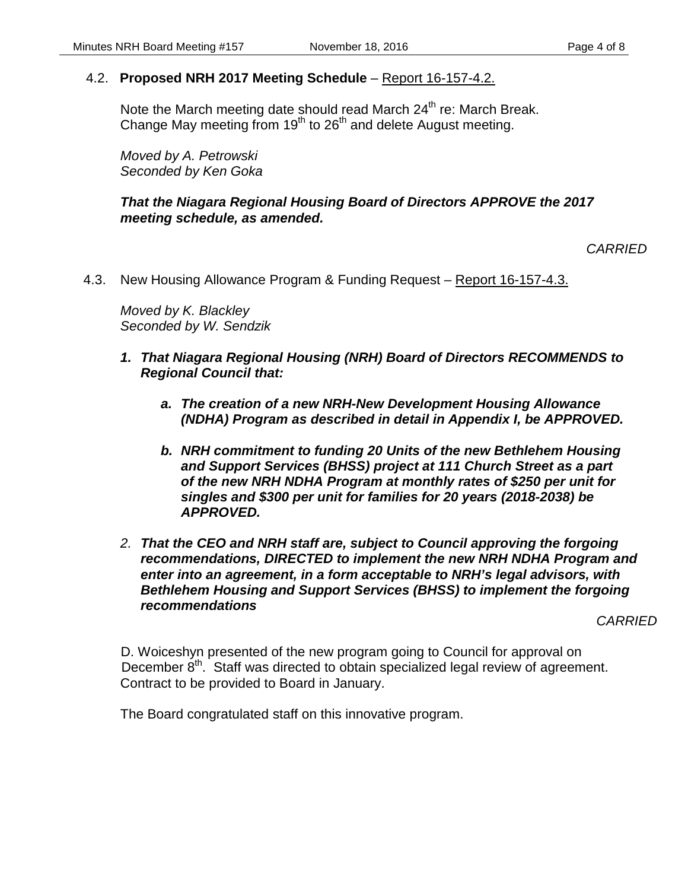4.2. **Proposed NRH 2017 Meeting Schedule** – Report 16-157-4.2.

Note the March meeting date should read March 24th re: March Break. Change May meeting from 19th to 26th and delete August meeting.

*Moved by A. Petrowski*
*Seconded by Ken Goka*

***That the Niagara Regional Housing Board of Directors APPROVE the 2017 meeting schedule, as amended.***

*CARRIED*

4.3. New Housing Allowance Program & Funding Request – Report 16-157-4.3.

*Moved by K. Blackley*
*Seconded by W. Sendzik*

1. ***That Niagara Regional Housing (NRH) Board of Directors RECOMMENDS to Regional Council that:***

   a. ***The creation of a new NRH-New Development Housing Allowance (NDHA) Program as described in detail in Appendix I, be APPROVED.***

   b. ***NRH commitment to funding 20 Units of the new Bethlehem Housing and Support Services (BHSS) project at 111 Church Street as a part of the new NRH NDHA Program at monthly rates of $250 per unit for singles and $300 per unit for families for 20 years (2018-2038) be APPROVED.***

2. ***That the CEO and NRH staff are, subject to Council approving the forgoing recommendations, DIRECTED to implement the new NRH NDHA Program and enter into an agreement, in a form acceptable to NRH's legal advisors, with Bethlehem Housing and Support Services (BHSS) to implement the forgoing recommendations***

*CARRIED*

D. Woiceshyn presented of the new program going to Council for approval on December 8th. Staff was directed to obtain specialized legal review of agreement. Contract to be provided to Board in January.

The Board congratulated staff on this innovative program.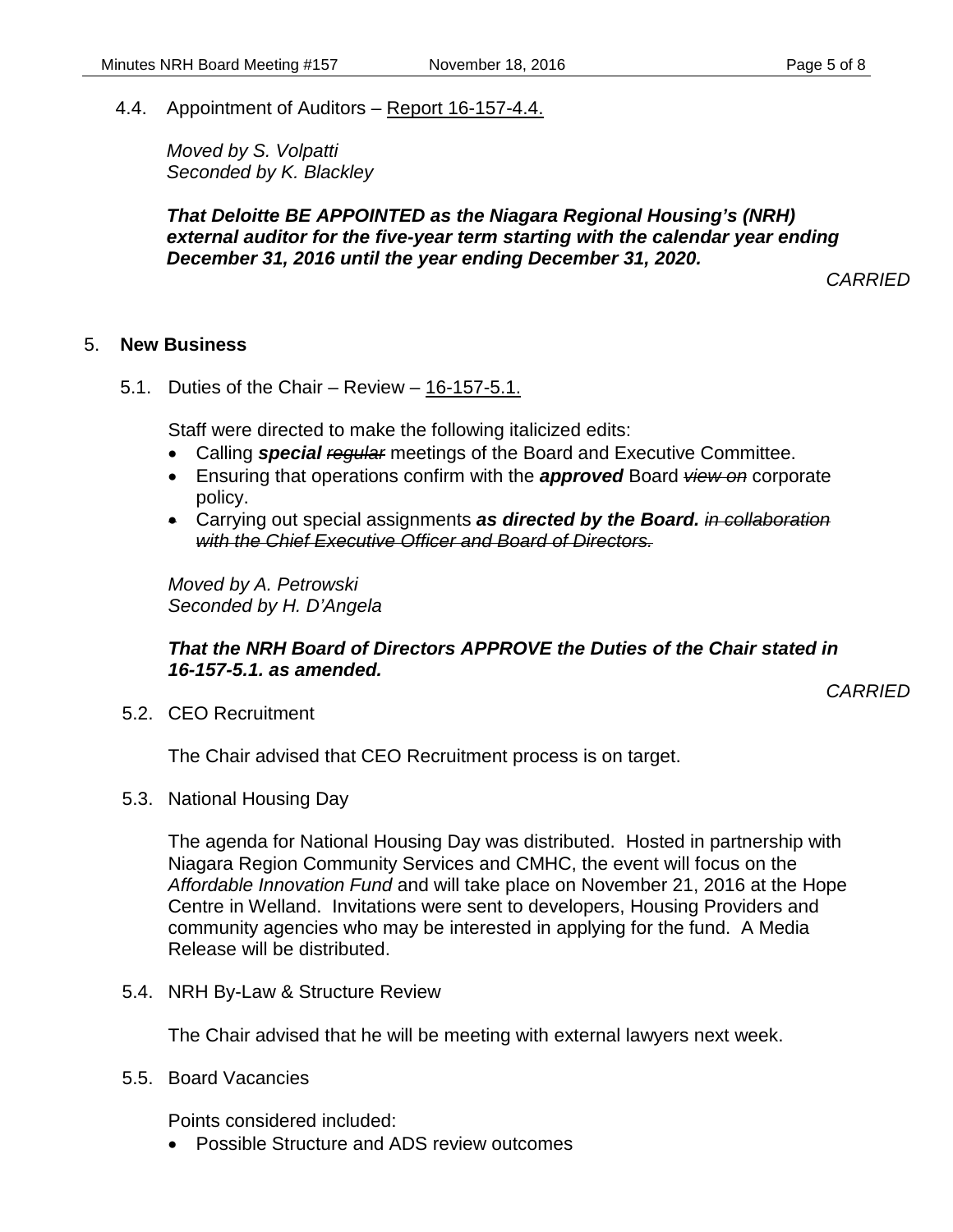4.4. Appointment of Auditors – Report 16-157-4.4.

*Moved by S. Volpatti*
*Seconded by K. Blackley*

***That Deloitte BE APPOINTED as the Niagara Regional Housing's (NRH) external auditor for the five-year term starting with the calendar year ending December 31, 2016 until the year ending December 31, 2020.***

*CARRIED*

## 5. New Business

5.1. Duties of the Chair – Review – 16-157-5.1.

Staff were directed to make the following italicized edits:

- Calling ***special*** ~~*regular*~~ meetings of the Board and Executive Committee.
- Ensuring that operations confirm with the ***approved*** Board ~~*view on*~~ corporate policy.
- Carrying out special assignments ***as directed by the Board.*** ~~***in collaboration with the Chief Executive Officer and Board of Directors.***~~

*Moved by A. Petrowski*
*Seconded by H. D'Angela*

***That the NRH Board of Directors APPROVE the Duties of the Chair stated in 16-157-5.1. as amended.***

*CARRIED*

5.2. CEO Recruitment

The Chair advised that CEO Recruitment process is on target.

5.3. National Housing Day

The agenda for National Housing Day was distributed. Hosted in partnership with Niagara Region Community Services and CMHC, the event will focus on the *Affordable Innovation Fund* and will take place on November 21, 2016 at the Hope Centre in Welland. Invitations were sent to developers, Housing Providers and community agencies who may be interested in applying for the fund. A Media Release will be distributed.

5.4. NRH By-Law & Structure Review

The Chair advised that he will be meeting with external lawyers next week.

5.5. Board Vacancies

Points considered included:

- Possible Structure and ADS review outcomes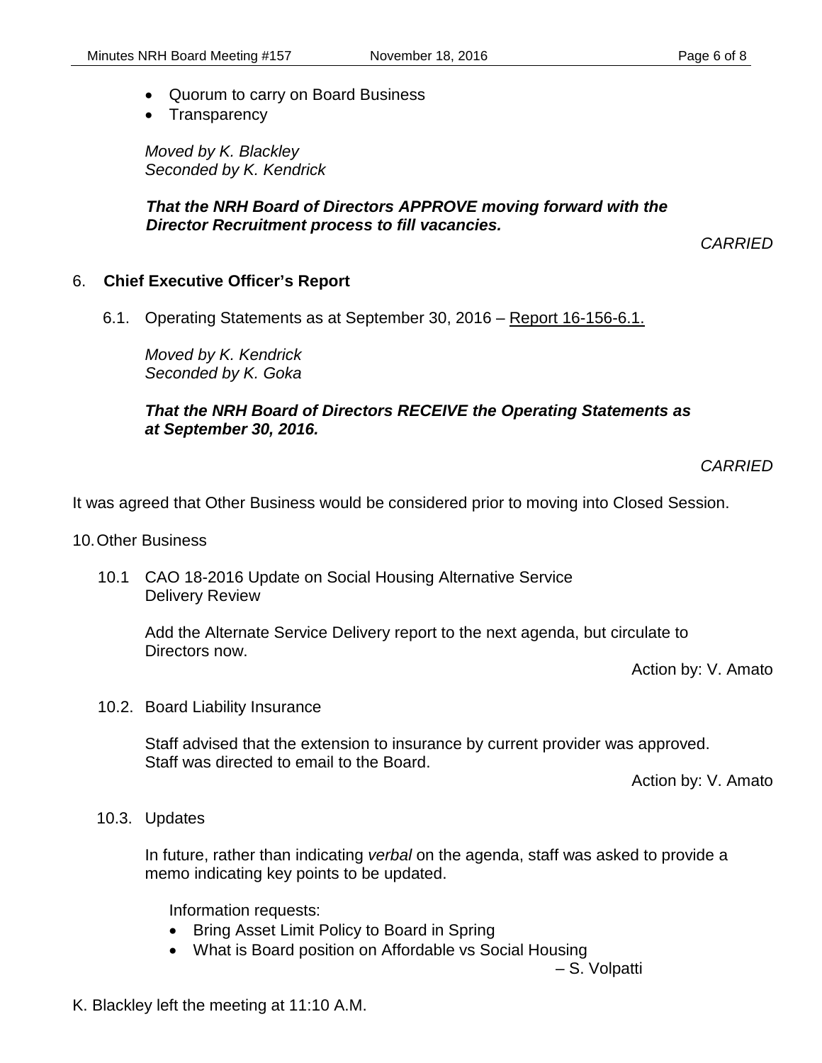- Quorum to carry on Board Business
- Transparency

*Moved by K. Blackley*
*Seconded by K. Kendrick*

***That the NRH Board of Directors APPROVE moving forward with the Director Recruitment process to fill vacancies.***

*CARRIED*

## 6. Chief Executive Officer's Report

6.1. Operating Statements as at September 30, 2016 – Report 16-156-6.1.

*Moved by K. Kendrick*
*Seconded by K. Goka*

***That the NRH Board of Directors RECEIVE the Operating Statements as at September 30, 2016.***

*CARRIED*

It was agreed that Other Business would be considered prior to moving into Closed Session.

10. Other Business

10.1 CAO 18-2016 Update on Social Housing Alternative Service Delivery Review

Add the Alternate Service Delivery report to the next agenda, but circulate to Directors now.

Action by: V. Amato

10.2. Board Liability Insurance

Staff advised that the extension to insurance by current provider was approved. Staff was directed to email to the Board.

Action by: V. Amato

10.3. Updates

In future, rather than indicating *verbal* on the agenda, staff was asked to provide a memo indicating key points to be updated.

Information requests:

- Bring Asset Limit Policy to Board in Spring
- What is Board position on Affordable vs Social Housing

– S. Volpatti

K. Blackley left the meeting at 11:10 A.M.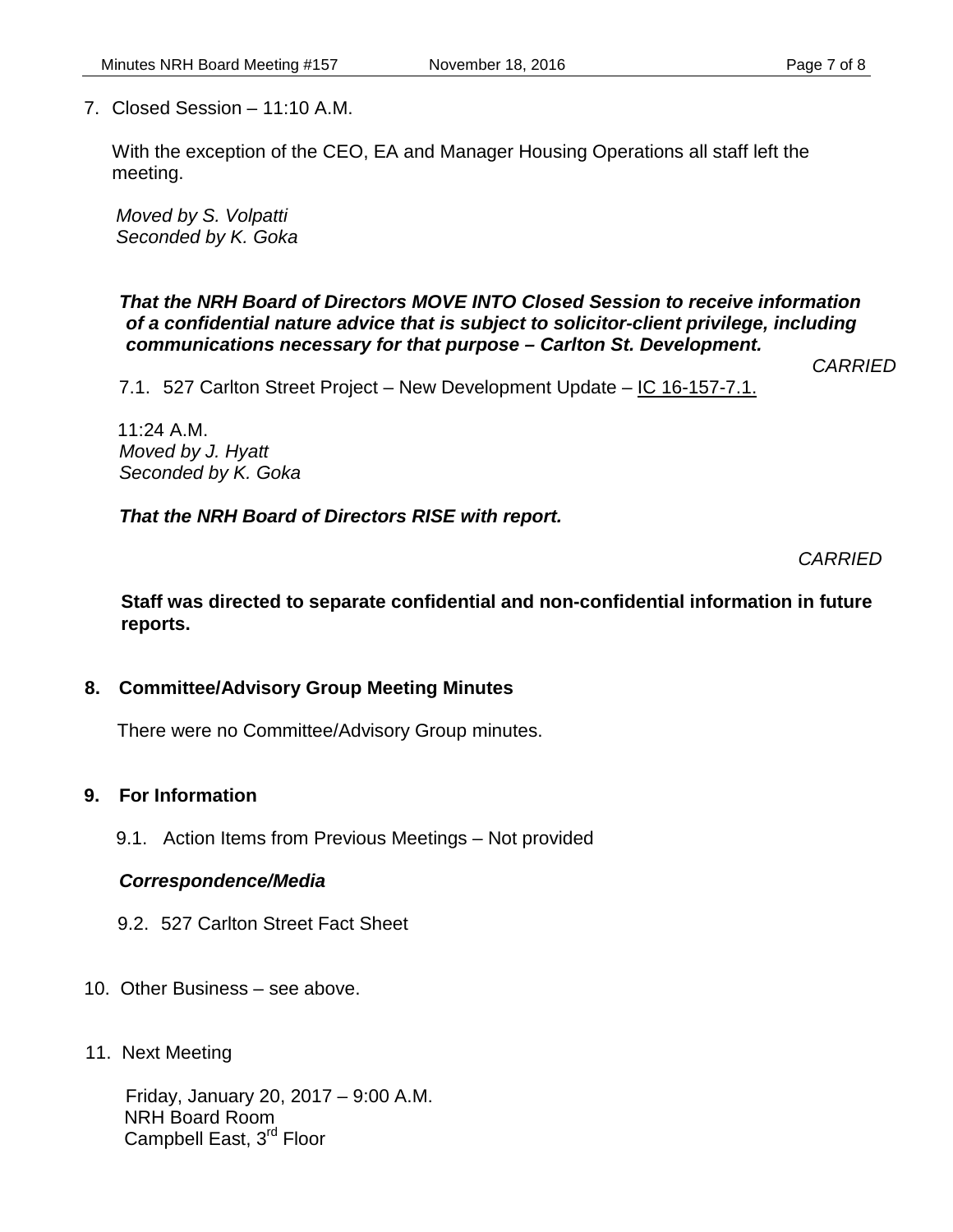7. Closed Session – 11:10 A.M.

With the exception of the CEO, EA and Manager Housing Operations all staff left the meeting.

*Moved by S. Volpatti*
*Seconded by K. Goka*

***That the NRH Board of Directors MOVE INTO Closed Session to receive information of a confidential nature advice that is subject to solicitor-client privilege, including communications necessary for that purpose – Carlton St. Development.***

*CARRIED*

7.1. 527 Carlton Street Project – New Development Update – IC 16-157-7.1.

11:24 A.M.
*Moved by J. Hyatt*
*Seconded by K. Goka*

***That the NRH Board of Directors RISE with report.***

*CARRIED*

**Staff was directed to separate confidential and non-confidential information in future reports.**

## 8. Committee/Advisory Group Meeting Minutes

There were no Committee/Advisory Group minutes.

## 9. For Information

9.1. Action Items from Previous Meetings – Not provided

***Correspondence/Media***

9.2. 527 Carlton Street Fact Sheet

10. Other Business – see above.

11. Next Meeting

Friday, January 20, 2017 – 9:00 A.M.
NRH Board Room
Campbell East, 3rd Floor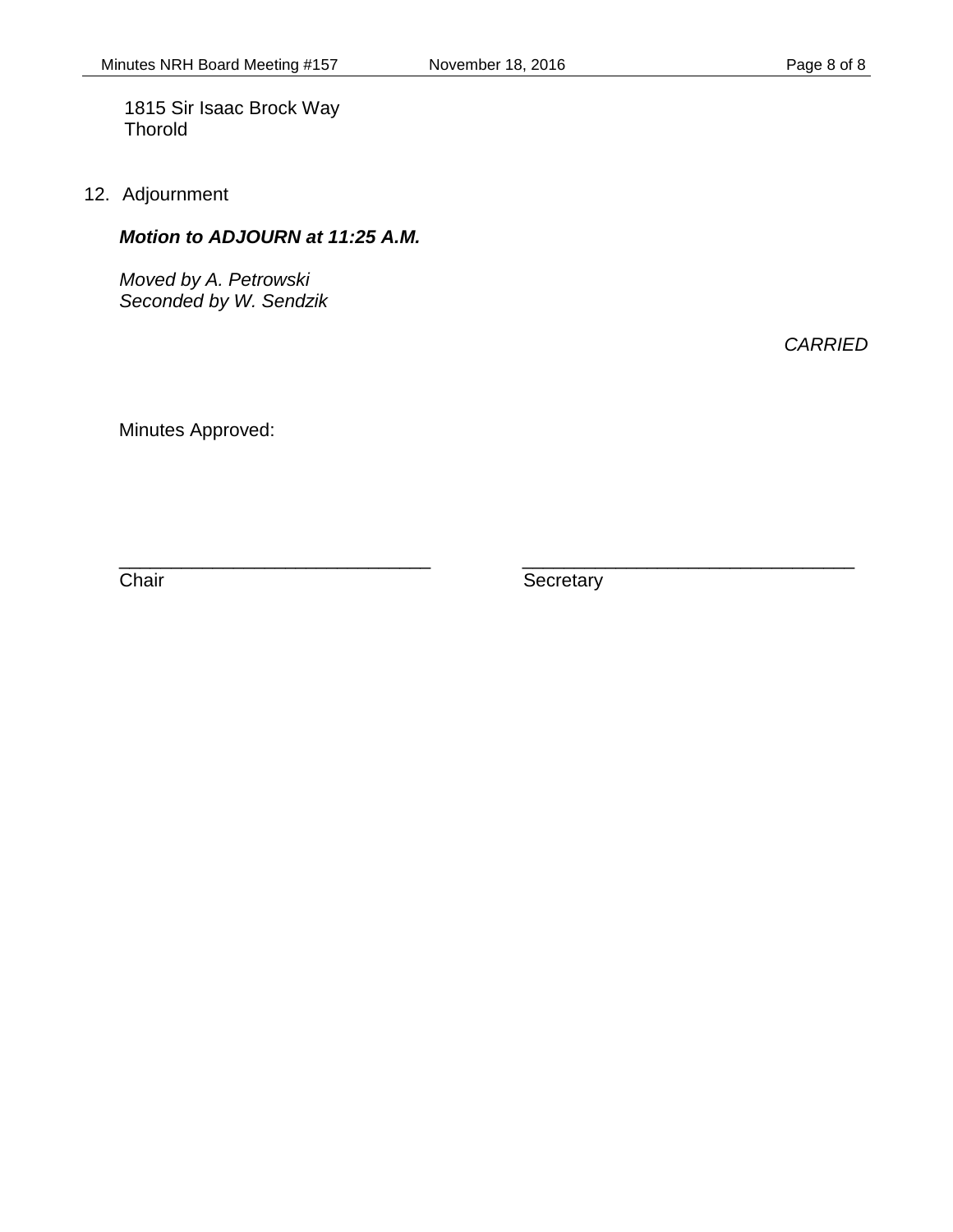1815 Sir Isaac Brock Way
Thorold

12. Adjournment

***Motion to ADJOURN at 11:25 A.M.***

*Moved by A. Petrowski*
*Seconded by W. Sendzik*

*CARRIED*

Minutes Approved:

______________________________ ________________________________
Chair Secretary